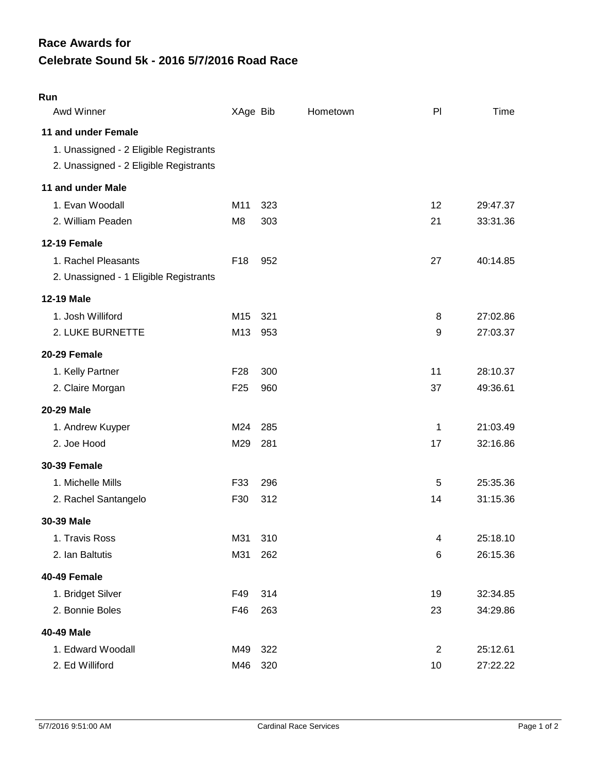# Race Awards for

# Celebrate Sound 5k - 2016 5/7/2016 Road Race

**Run**

| Awd Winner | XAge | Bib | Hometown | Pl | Time |
|---|---|---|---|---|---|
| **11 and under Female** | | | | | |
| 1. Unassigned - 2 Eligible Registrants | | | | | |
| 2. Unassigned - 2 Eligible Registrants | | | | | |
| **11 and under Male** | | | | | |
| 1. Evan Woodall | M11 | 323 | | 12 | 29:47.37 |
| 2. William Peaden | M8 | 303 | | 21 | 33:31.36 |
| **12-19 Female** | | | | | |
| 1. Rachel Pleasants | F18 | 952 | | 27 | 40:14.85 |
| 2. Unassigned - 1 Eligible Registrants | | | | | |
| **12-19 Male** | | | | | |
| 1. Josh Williford | M15 | 321 | | 8 | 27:02.86 |
| 2. LUKE BURNETTE | M13 | 953 | | 9 | 27:03.37 |
| **20-29 Female** | | | | | |
| 1. Kelly Partner | F28 | 300 | | 11 | 28:10.37 |
| 2. Claire Morgan | F25 | 960 | | 37 | 49:36.61 |
| **20-29 Male** | | | | | |
| 1. Andrew Kuyper | M24 | 285 | | 1 | 21:03.49 |
| 2. Joe Hood | M29 | 281 | | 17 | 32:16.86 |
| **30-39 Female** | | | | | |
| 1. Michelle Mills | F33 | 296 | | 5 | 25:35.36 |
| 2. Rachel Santangelo | F30 | 312 | | 14 | 31:15.36 |
| **30-39 Male** | | | | | |
| 1. Travis Ross | M31 | 310 | | 4 | 25:18.10 |
| 2. Ian Baltutis | M31 | 262 | | 6 | 26:15.36 |
| **40-49 Female** | | | | | |
| 1. Bridget Silver | F49 | 314 | | 19 | 32:34.85 |
| 2. Bonnie Boles | F46 | 263 | | 23 | 34:29.86 |
| **40-49 Male** | | | | | |
| 1. Edward Woodall | M49 | 322 | | 2 | 25:12.61 |
| 2. Ed Williford | M46 | 320 | | 10 | 27:22.22 |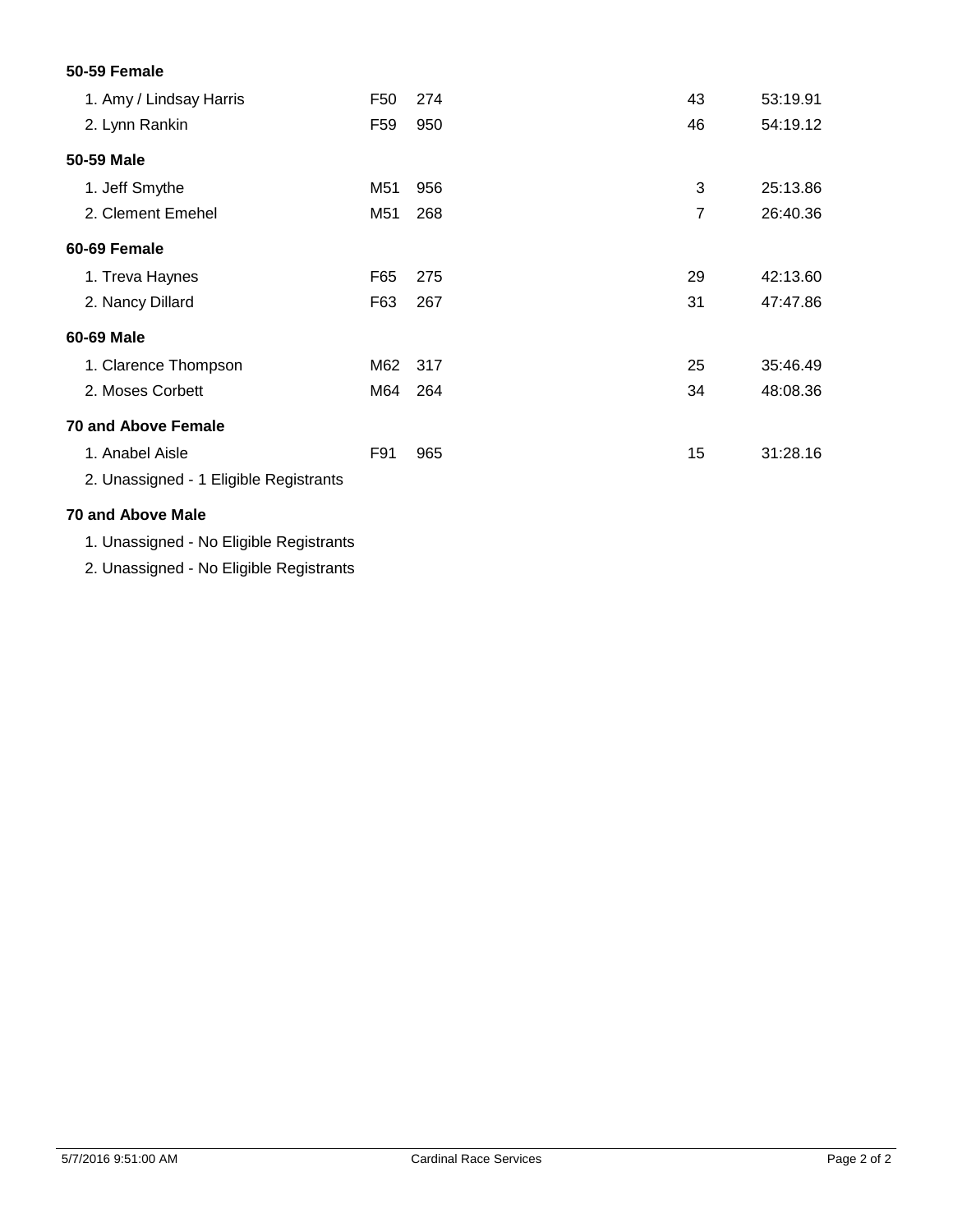**50-59 Female**

| | | | | |
|---|---|---|---|---|
| 1. Amy / Lindsay Harris | F50 | 274 | 43 | 53:19.91 |
| 2. Lynn Rankin | F59 | 950 | 46 | 54:19.12 |

**50-59 Male**

| | | | | |
|---|---|---|---|---|
| 1. Jeff Smythe | M51 | 956 | 3 | 25:13.86 |
| 2. Clement Emehel | M51 | 268 | 7 | 26:40.36 |

**60-69 Female**

| | | | | |
|---|---|---|---|---|
| 1. Treva Haynes | F65 | 275 | 29 | 42:13.60 |
| 2. Nancy Dillard | F63 | 267 | 31 | 47:47.86 |

**60-69 Male**

| | | | | |
|---|---|---|---|---|
| 1. Clarence Thompson | M62 | 317 | 25 | 35:46.49 |
| 2. Moses Corbett | M64 | 264 | 34 | 48:08.36 |

**70 and Above Female**

| | | | | |
|---|---|---|---|---|
| 1. Anabel Aisle | F91 | 965 | 15 | 31:28.16 |
| 2. Unassigned - 1 Eligible Registrants | | | | |

**70 and Above Male**

1. Unassigned - No Eligible Registrants
2. Unassigned - No Eligible Registrants

5/7/2016 9:51:00 AM Cardinal Race Services